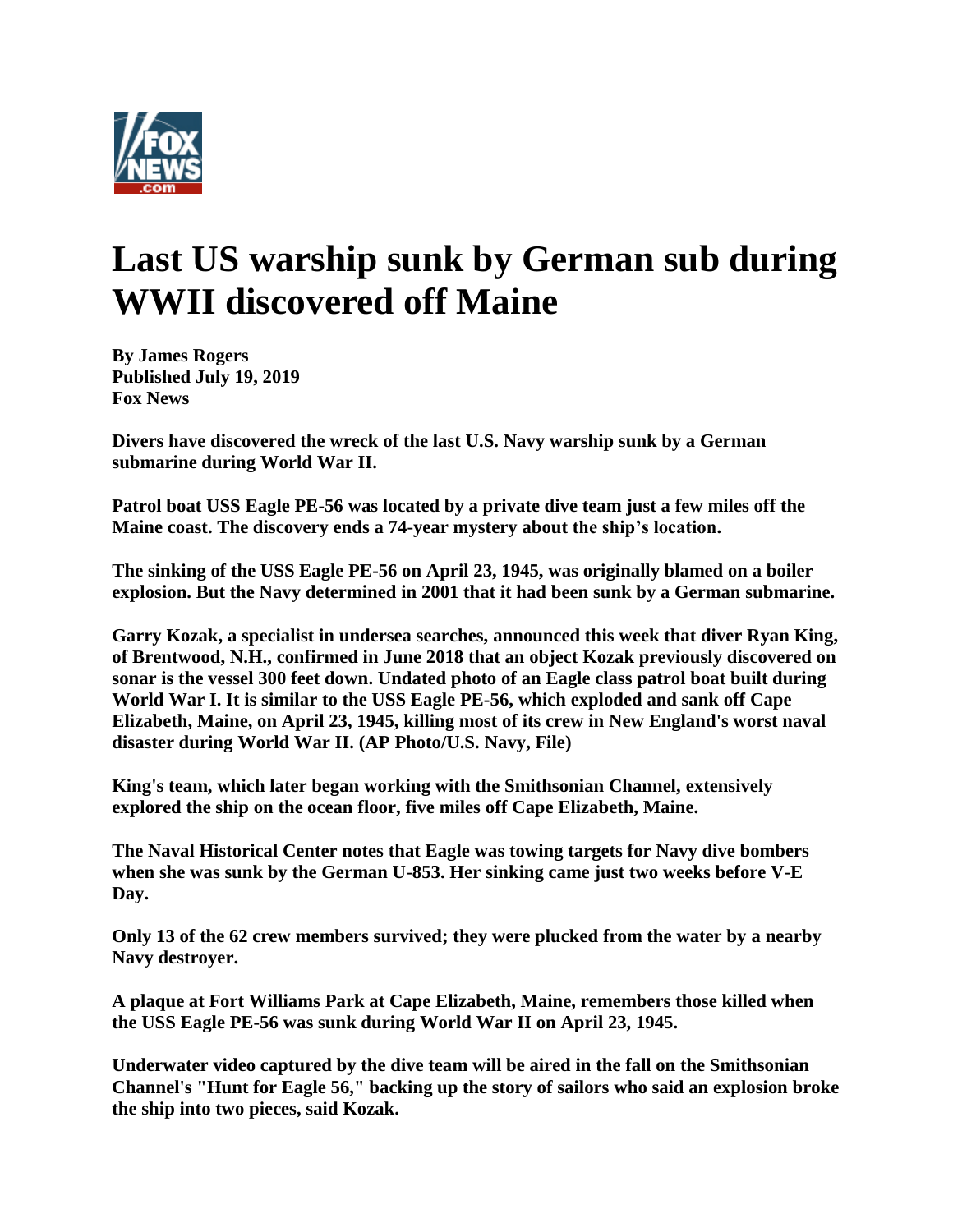# Last US warship sunk by German sub during WWII discovered off Maine

**By James Rogers**
**Published July 19, 2019**
**Fox News**

**Divers have discovered the wreck of the last U.S. Navy warship sunk by a German submarine during World War II.**

**Patrol boat USS Eagle PE-56 was located by a private dive team just a few miles off the Maine coast. The discovery ends a 74-year mystery about the ship's location.**

**The sinking of the USS Eagle PE-56 on April 23, 1945, was originally blamed on a boiler explosion. But the Navy determined in 2001 that it had been sunk by a German submarine.**

**Garry Kozak, a specialist in undersea searches, announced this week that diver Ryan King, of Brentwood, N.H., confirmed in June 2018 that an object Kozak previously discovered on sonar is the vessel 300 feet down. Undated photo of an Eagle class patrol boat built during World War I. It is similar to the USS Eagle PE-56, which exploded and sank off Cape Elizabeth, Maine, on April 23, 1945, killing most of its crew in New England's worst naval disaster during World War II. (AP Photo/U.S. Navy, File)**

**King's team, which later began working with the Smithsonian Channel, extensively explored the ship on the ocean floor, five miles off Cape Elizabeth, Maine.**

**The Naval Historical Center notes that Eagle was towing targets for Navy dive bombers when she was sunk by the German U-853. Her sinking came just two weeks before V-E Day.**

**Only 13 of the 62 crew members survived; they were plucked from the water by a nearby Navy destroyer.**

**A plaque at Fort Williams Park at Cape Elizabeth, Maine, remembers those killed when the USS Eagle PE-56 was sunk during World War II on April 23, 1945.**

**Underwater video captured by the dive team will be aired in the fall on the Smithsonian Channel's "Hunt for Eagle 56," backing up the story of sailors who said an explosion broke the ship into two pieces, said Kozak.**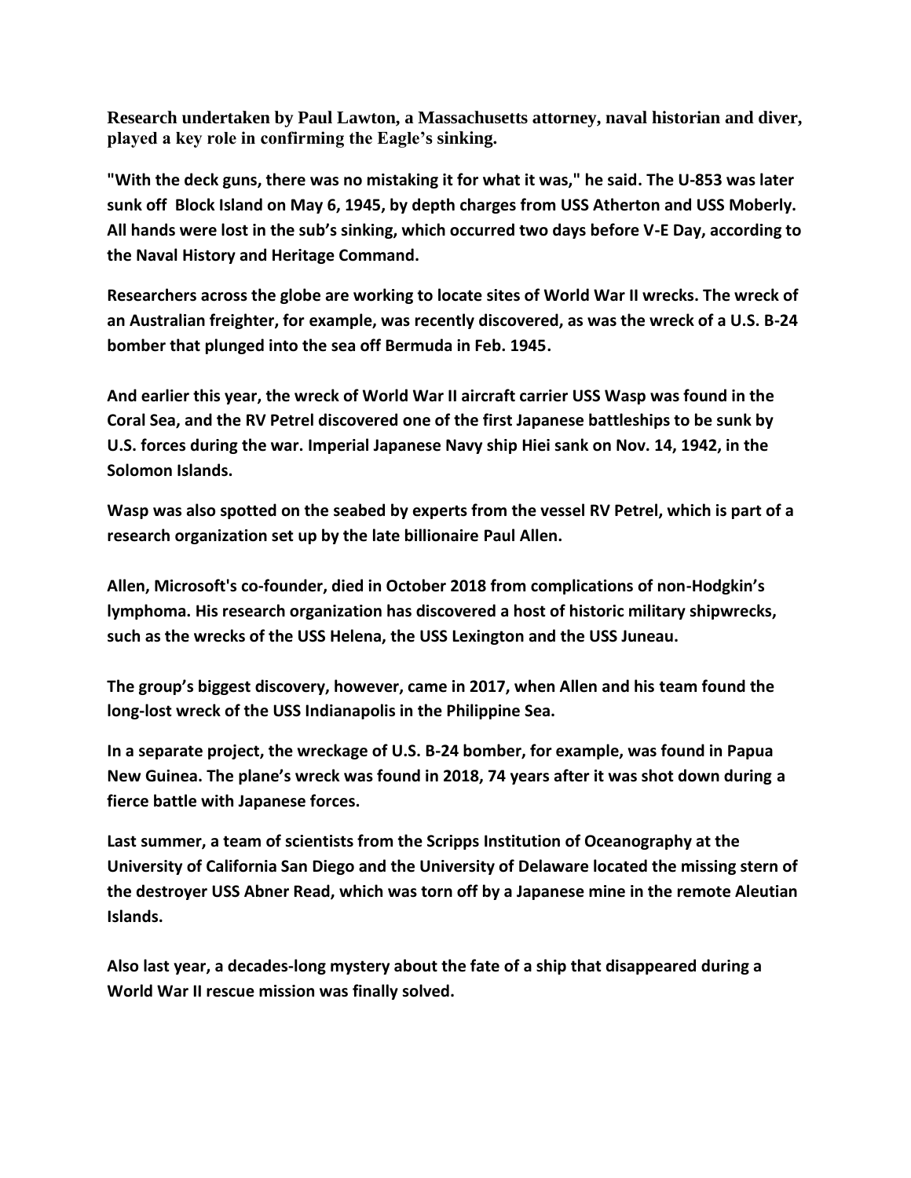**Research undertaken by Paul Lawton, a Massachusetts attorney, naval historian and diver, played a key role in confirming the Eagle's sinking.**

**"With the deck guns, there was no mistaking it for what it was," he said. The U-853 was later sunk off Block Island on May 6, 1945, by depth charges from USS Atherton and USS Moberly. All hands were lost in the sub's sinking, which occurred two days before V-E Day, according to the Naval History and Heritage Command.**

**Researchers across the globe are working to locate sites of World War II wrecks. The wreck of an Australian freighter, for example, was recently discovered, as was the wreck of a U.S. B-24 bomber that plunged into the sea off Bermuda in Feb. 1945.**

**And earlier this year, the wreck of World War II aircraft carrier USS Wasp was found in the Coral Sea, and the RV Petrel discovered one of the first Japanese battleships to be sunk by U.S. forces during the war. Imperial Japanese Navy ship Hiei sank on Nov. 14, 1942, in the Solomon Islands.**

**Wasp was also spotted on the seabed by experts from the vessel RV Petrel, which is part of a research organization set up by the late billionaire Paul Allen.**

**Allen, Microsoft's co-founder, died in October 2018 from complications of non-Hodgkin's lymphoma. His research organization has discovered a host of historic military shipwrecks, such as the wrecks of the USS Helena, the USS Lexington and the USS Juneau.**

**The group's biggest discovery, however, came in 2017, when Allen and his team found the long-lost wreck of the USS Indianapolis in the Philippine Sea.**

**In a separate project, the wreckage of U.S. B-24 bomber, for example, was found in Papua New Guinea. The plane's wreck was found in 2018, 74 years after it was shot down during a fierce battle with Japanese forces.**

**Last summer, a team of scientists from the Scripps Institution of Oceanography at the University of California San Diego and the University of Delaware located the missing stern of the destroyer USS Abner Read, which was torn off by a Japanese mine in the remote Aleutian Islands.**

**Also last year, a decades-long mystery about the fate of a ship that disappeared during a World War II rescue mission was finally solved.**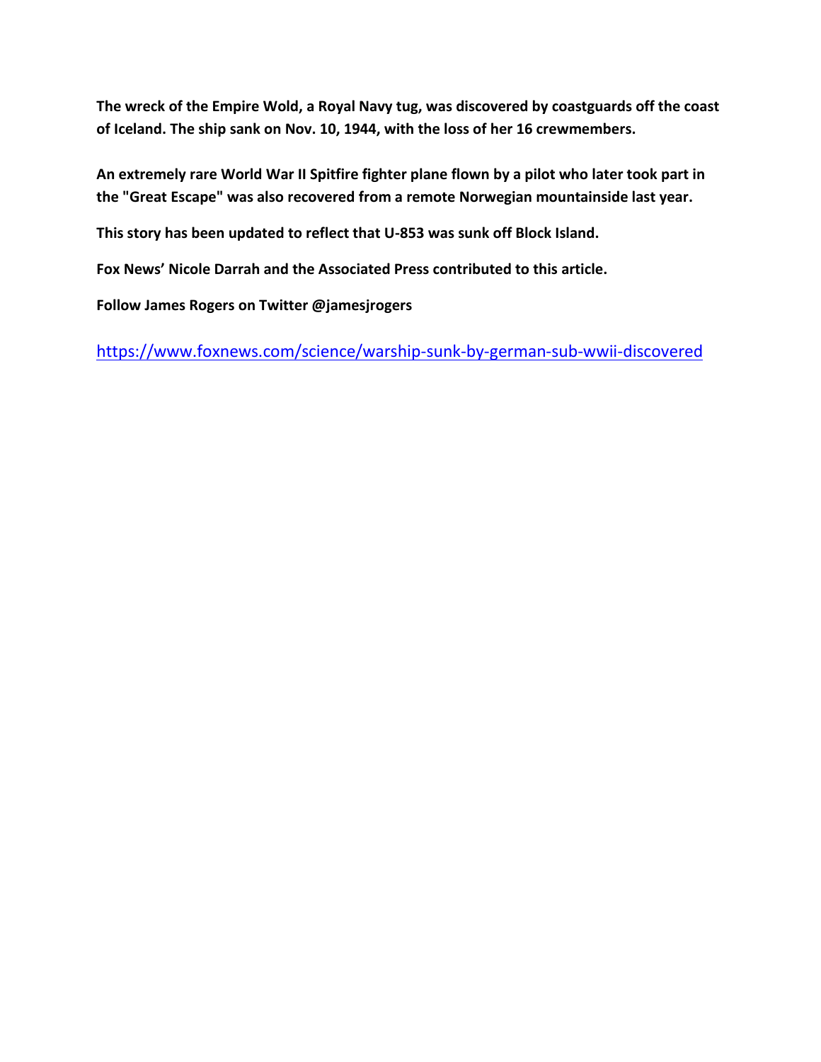**The wreck of the Empire Wold, a Royal Navy tug, was discovered by coastguards off the coast of Iceland. The ship sank on Nov. 10, 1944, with the loss of her 16 crewmembers.**

**An extremely rare World War II Spitfire fighter plane flown by a pilot who later took part in the "Great Escape" was also recovered from a remote Norwegian mountainside last year.**

**This story has been updated to reflect that U-853 was sunk off Block Island.**

**Fox News' Nicole Darrah and the Associated Press contributed to this article.**

**Follow James Rogers on Twitter @jamesjrogers**

https://www.foxnews.com/science/warship-sunk-by-german-sub-wwii-discovered